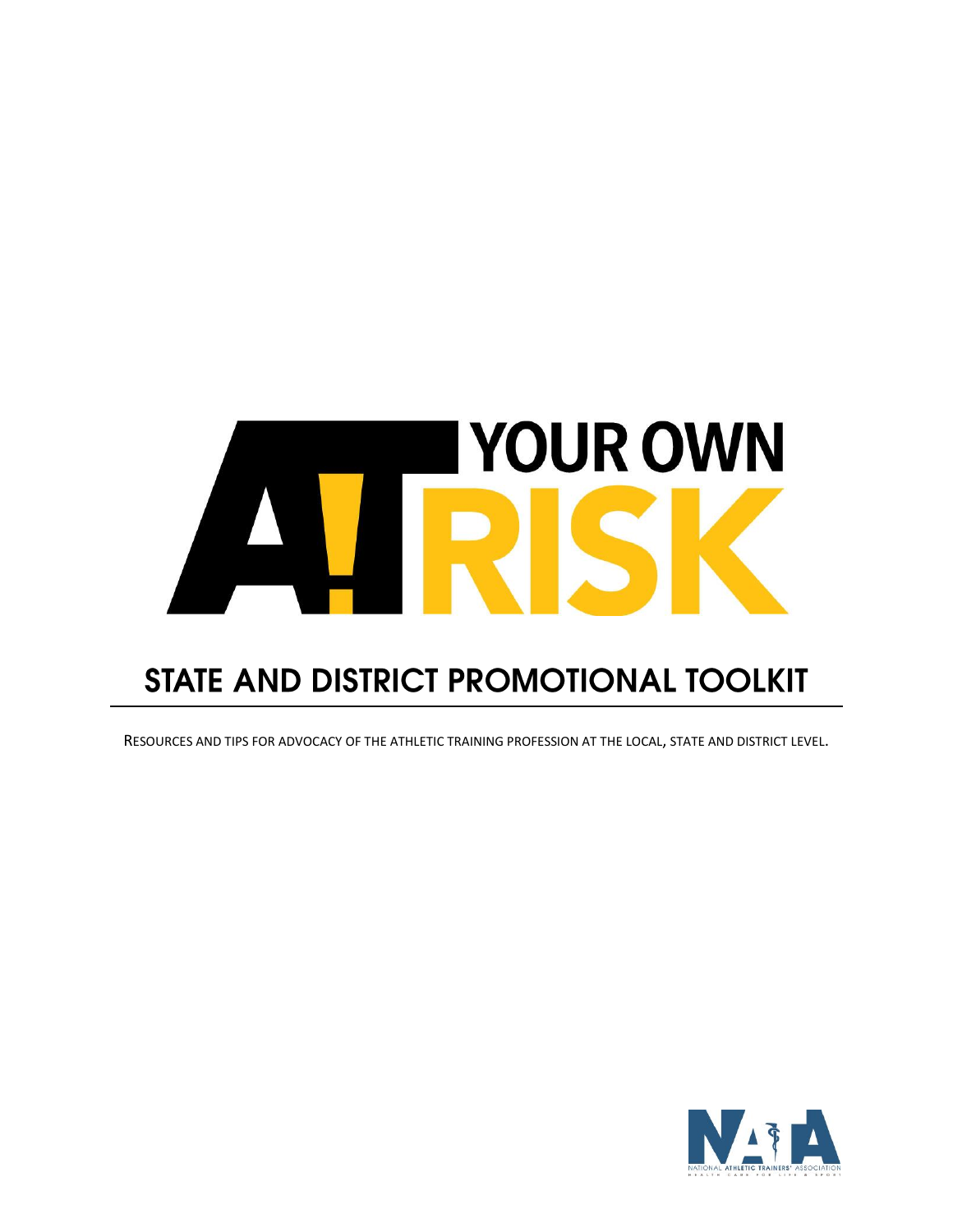# AT YOUR OWN RISK

## STATE AND DISTRICT PROMOTIONAL TOOLKIT

RESOURCES AND TIPS FOR ADVOCACY OF THE ATHLETIC TRAINING PROFESSION AT THE LOCAL, STATE AND DISTRICT LEVEL.

NATIONAL ATHLETIC TRAINERS' ASSOCIATION
HEALTH CARE FOR LIFE & SPORT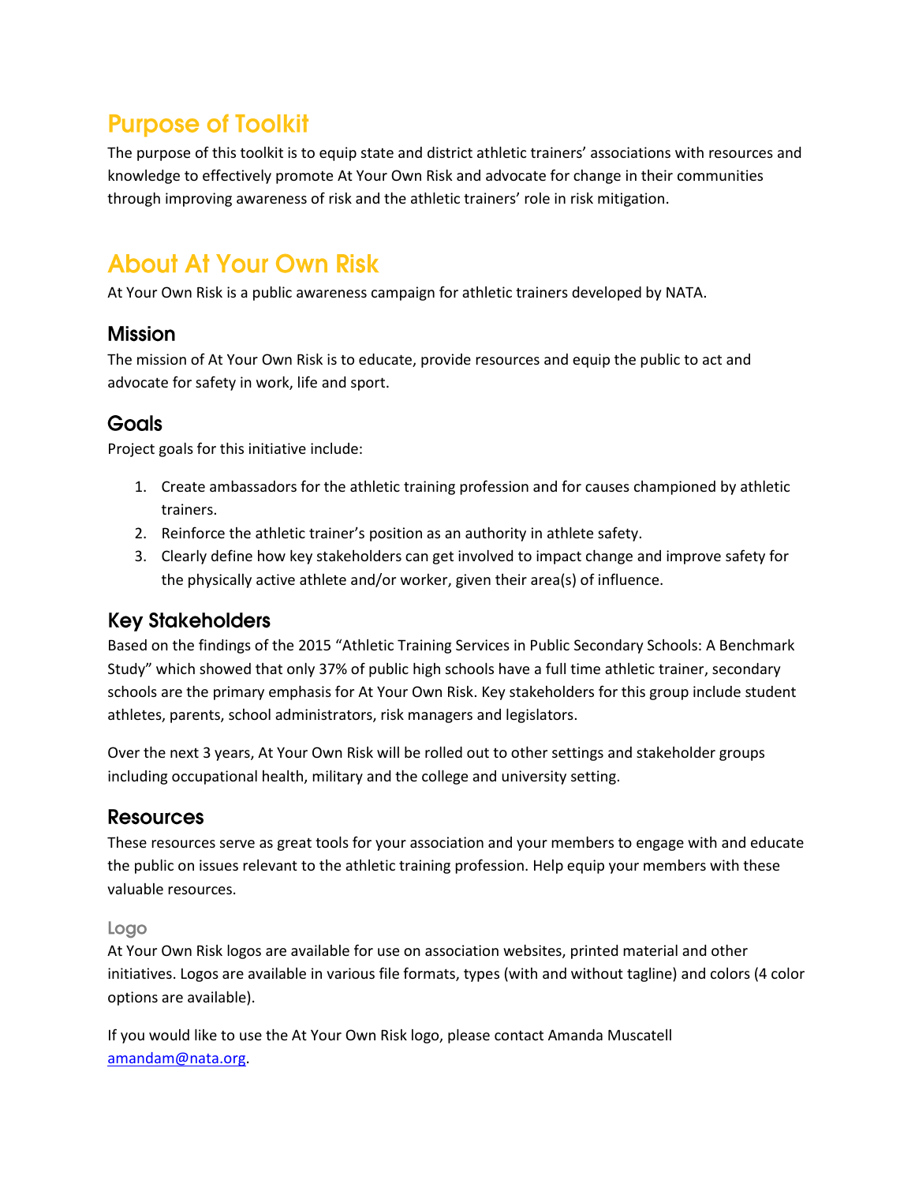# Purpose of Toolkit

The purpose of this toolkit is to equip state and district athletic trainers' associations with resources and knowledge to effectively promote At Your Own Risk and advocate for change in their communities through improving awareness of risk and the athletic trainers' role in risk mitigation.

# About At Your Own Risk

At Your Own Risk is a public awareness campaign for athletic trainers developed by NATA.

## Mission

The mission of At Your Own Risk is to educate, provide resources and equip the public to act and advocate for safety in work, life and sport.

## Goals

Project goals for this initiative include:

1. Create ambassadors for the athletic training profession and for causes championed by athletic trainers.
2. Reinforce the athletic trainer's position as an authority in athlete safety.
3. Clearly define how key stakeholders can get involved to impact change and improve safety for the physically active athlete and/or worker, given their area(s) of influence.

## Key Stakeholders

Based on the findings of the 2015 "Athletic Training Services in Public Secondary Schools: A Benchmark Study" which showed that only 37% of public high schools have a full time athletic trainer, secondary schools are the primary emphasis for At Your Own Risk. Key stakeholders for this group include student athletes, parents, school administrators, risk managers and legislators.

Over the next 3 years, At Your Own Risk will be rolled out to other settings and stakeholder groups including occupational health, military and the college and university setting.

## Resources

These resources serve as great tools for your association and your members to engage with and educate the public on issues relevant to the athletic training profession. Help equip your members with these valuable resources.

### Logo

At Your Own Risk logos are available for use on association websites, printed material and other initiatives. Logos are available in various file formats, types (with and without tagline) and colors (4 color options are available).

If you would like to use the At Your Own Risk logo, please contact Amanda Muscatell amandam@nata.org.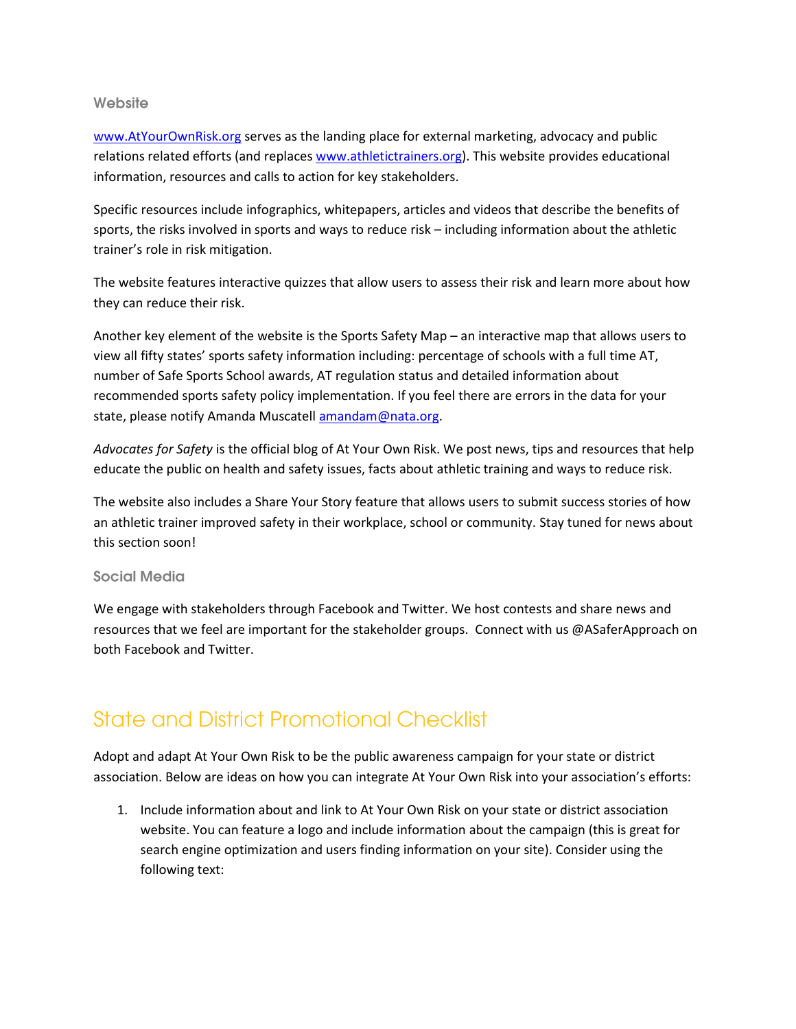### Website

[www.AtYourOwnRisk.org](http://www.AtYourOwnRisk.org) serves as the landing place for external marketing, advocacy and public relations related efforts (and replaces [www.athletictrainers.org](http://www.athletictrainers.org)). This website provides educational information, resources and calls to action for key stakeholders.

Specific resources include infographics, whitepapers, articles and videos that describe the benefits of sports, the risks involved in sports and ways to reduce risk – including information about the athletic trainer's role in risk mitigation.

The website features interactive quizzes that allow users to assess their risk and learn more about how they can reduce their risk.

Another key element of the website is the Sports Safety Map – an interactive map that allows users to view all fifty states' sports safety information including: percentage of schools with a full time AT, number of Safe Sports School awards, AT regulation status and detailed information about recommended sports safety policy implementation. If you feel there are errors in the data for your state, please notify Amanda Muscatell [amandam@nata.org](mailto:amandam@nata.org).

*Advocates for Safety* is the official blog of At Your Own Risk. We post news, tips and resources that help educate the public on health and safety issues, facts about athletic training and ways to reduce risk.

The website also includes a Share Your Story feature that allows users to submit success stories of how an athletic trainer improved safety in their workplace, school or community. Stay tuned for news about this section soon!

### Social Media

We engage with stakeholders through Facebook and Twitter. We host contests and share news and resources that we feel are important for the stakeholder groups. Connect with us @ASaferApproach on both Facebook and Twitter.

## State and District Promotional Checklist

Adopt and adapt At Your Own Risk to be the public awareness campaign for your state or district association. Below are ideas on how you can integrate At Your Own Risk into your association's efforts:

1. Include information about and link to At Your Own Risk on your state or district association website. You can feature a logo and include information about the campaign (this is great for search engine optimization and users finding information on your site). Consider using the following text: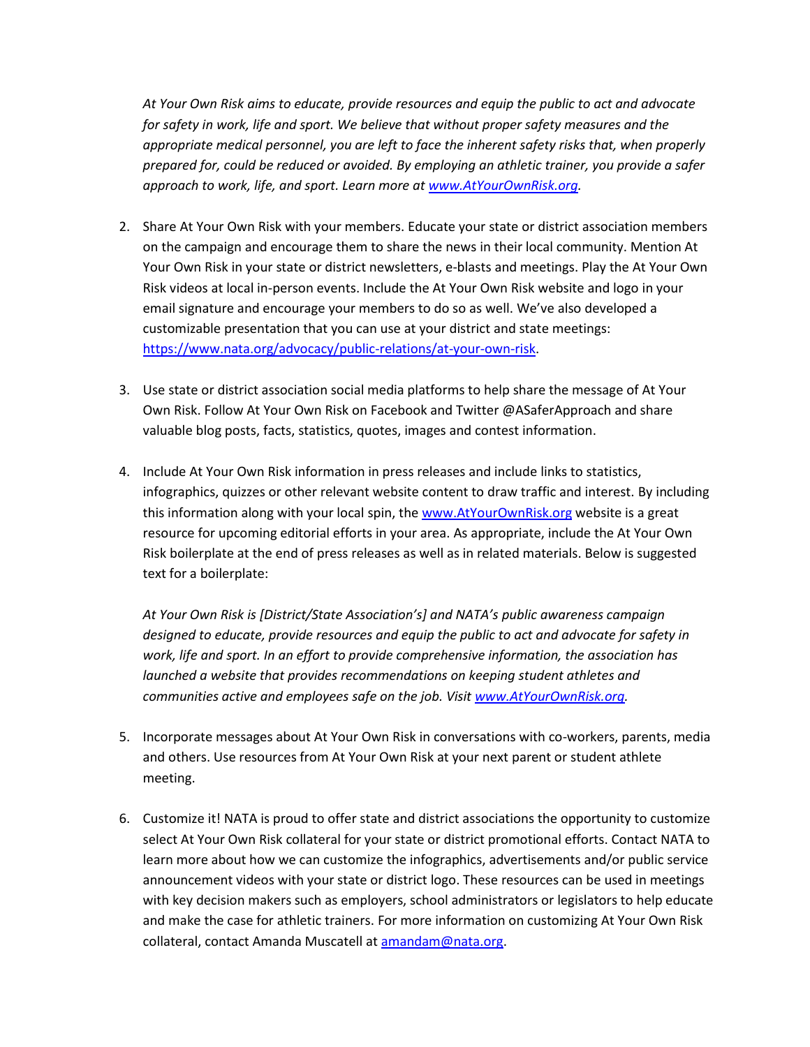*At Your Own Risk aims to educate, provide resources and equip the public to act and advocate for safety in work, life and sport. We believe that without proper safety measures and the appropriate medical personnel, you are left to face the inherent safety risks that, when properly prepared for, could be reduced or avoided. By employing an athletic trainer, you provide a safer approach to work, life, and sport. Learn more at [www.AtYourOwnRisk.org](http://www.AtYourOwnRisk.org).*

2. Share At Your Own Risk with your members. Educate your state or district association members on the campaign and encourage them to share the news in their local community. Mention At Your Own Risk in your state or district newsletters, e-blasts and meetings. Play the At Your Own Risk videos at local in-person events. Include the At Your Own Risk website and logo in your email signature and encourage your members to do so as well. We've also developed a customizable presentation that you can use at your district and state meetings: [https://www.nata.org/advocacy/public-relations/at-your-own-risk](https://www.nata.org/advocacy/public-relations/at-your-own-risk).

3. Use state or district association social media platforms to help share the message of At Your Own Risk. Follow At Your Own Risk on Facebook and Twitter @ASaferApproach and share valuable blog posts, facts, statistics, quotes, images and contest information.

4. Include At Your Own Risk information in press releases and include links to statistics, infographics, quizzes or other relevant website content to draw traffic and interest. By including this information along with your local spin, the [www.AtYourOwnRisk.org](http://www.AtYourOwnRisk.org) website is a great resource for upcoming editorial efforts in your area. As appropriate, include the At Your Own Risk boilerplate at the end of press releases as well as in related materials. Below is suggested text for a boilerplate:

   *At Your Own Risk is [District/State Association's] and NATA's public awareness campaign designed to educate, provide resources and equip the public to act and advocate for safety in work, life and sport. In an effort to provide comprehensive information, the association has launched a website that provides recommendations on keeping student athletes and communities active and employees safe on the job. Visit [www.AtYourOwnRisk.org](http://www.AtYourOwnRisk.org).*

5. Incorporate messages about At Your Own Risk in conversations with co-workers, parents, media and others. Use resources from At Your Own Risk at your next parent or student athlete meeting.

6. Customize it! NATA is proud to offer state and district associations the opportunity to customize select At Your Own Risk collateral for your state or district promotional efforts. Contact NATA to learn more about how we can customize the infographics, advertisements and/or public service announcement videos with your state or district logo. These resources can be used in meetings with key decision makers such as employers, school administrators or legislators to help educate and make the case for athletic trainers. For more information on customizing At Your Own Risk collateral, contact Amanda Muscatell at [amandam@nata.org](mailto:amandam@nata.org).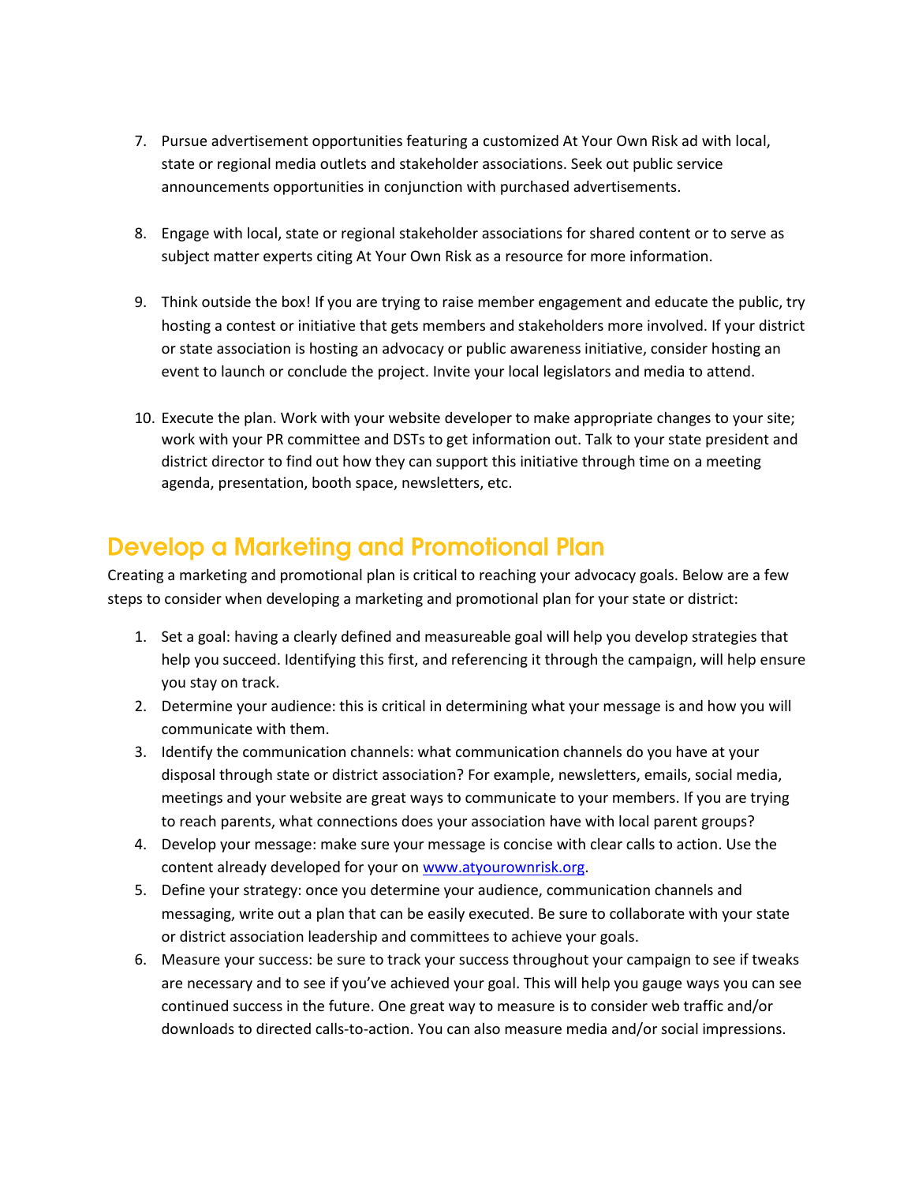7. Pursue advertisement opportunities featuring a customized At Your Own Risk ad with local, state or regional media outlets and stakeholder associations. Seek out public service announcements opportunities in conjunction with purchased advertisements.

8. Engage with local, state or regional stakeholder associations for shared content or to serve as subject matter experts citing At Your Own Risk as a resource for more information.

9. Think outside the box! If you are trying to raise member engagement and educate the public, try hosting a contest or initiative that gets members and stakeholders more involved. If your district or state association is hosting an advocacy or public awareness initiative, consider hosting an event to launch or conclude the project. Invite your local legislators and media to attend.

10. Execute the plan. Work with your website developer to make appropriate changes to your site; work with your PR committee and DSTs to get information out. Talk to your state president and district director to find out how they can support this initiative through time on a meeting agenda, presentation, booth space, newsletters, etc.

## Develop a Marketing and Promotional Plan

Creating a marketing and promotional plan is critical to reaching your advocacy goals. Below are a few steps to consider when developing a marketing and promotional plan for your state or district:

1. Set a goal: having a clearly defined and measureable goal will help you develop strategies that help you succeed. Identifying this first, and referencing it through the campaign, will help ensure you stay on track.
2. Determine your audience: this is critical in determining what your message is and how you will communicate with them.
3. Identify the communication channels: what communication channels do you have at your disposal through state or district association? For example, newsletters, emails, social media, meetings and your website are great ways to communicate to your members. If you are trying to reach parents, what connections does your association have with local parent groups?
4. Develop your message: make sure your message is concise with clear calls to action. Use the content already developed for your on [www.atyourownrisk.org](www.atyourownrisk.org).
5. Define your strategy: once you determine your audience, communication channels and messaging, write out a plan that can be easily executed. Be sure to collaborate with your state or district association leadership and committees to achieve your goals.
6. Measure your success: be sure to track your success throughout your campaign to see if tweaks are necessary and to see if you've achieved your goal. This will help you gauge ways you can see continued success in the future. One great way to measure is to consider web traffic and/or downloads to directed calls-to-action. You can also measure media and/or social impressions.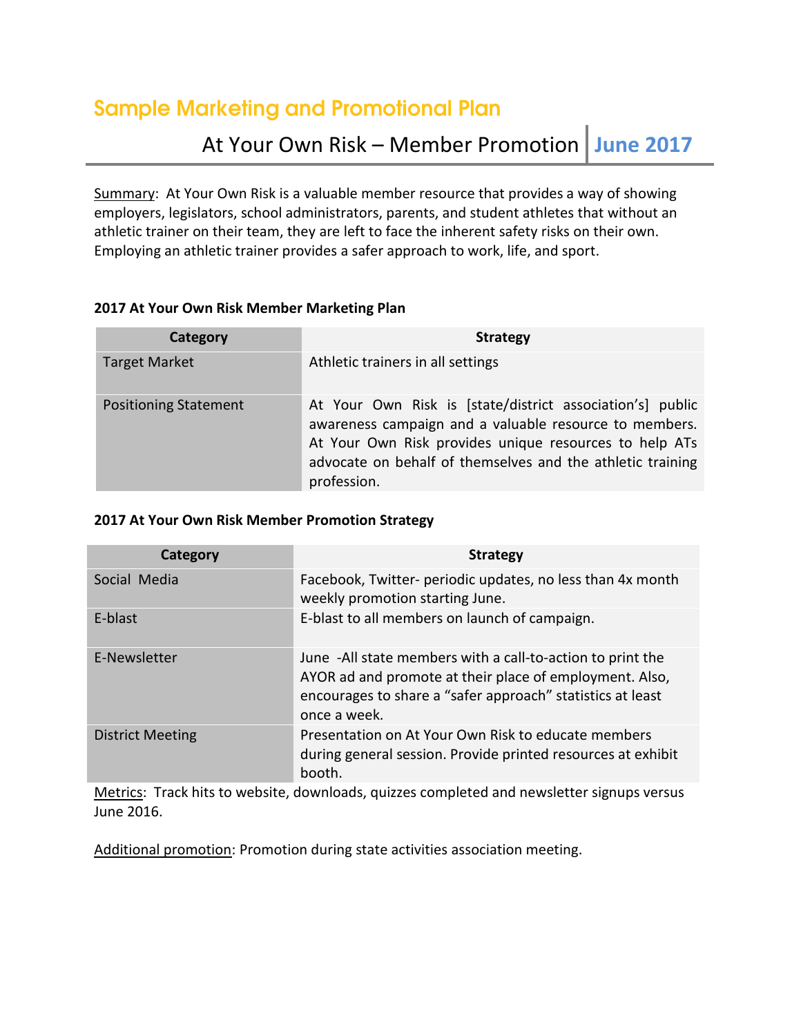# Sample Marketing and Promotional Plan

## At Your Own Risk – Member Promotion | June 2017

Summary: At Your Own Risk is a valuable member resource that provides a way of showing employers, legislators, school administrators, parents, and student athletes that without an athletic trainer on their team, they are left to face the inherent safety risks on their own. Employing an athletic trainer provides a safer approach to work, life, and sport.

**2017 At Your Own Risk Member Marketing Plan**

| Category | Strategy |
|---|---|
| Target Market | Athletic trainers in all settings |
| Positioning Statement | At Your Own Risk is [state/district association's] public awareness campaign and a valuable resource to members. At Your Own Risk provides unique resources to help ATs advocate on behalf of themselves and the athletic training profession. |

**2017 At Your Own Risk Member Promotion Strategy**

| Category | Strategy |
|---|---|
| Social Media | Facebook, Twitter- periodic updates, no less than 4x month weekly promotion starting June. |
| E-blast | E-blast to all members on launch of campaign. |
| E-Newsletter | June -All state members with a call-to-action to print the AYOR ad and promote at their place of employment. Also, encourages to share a "safer approach" statistics at least once a week. |
| District Meeting | Presentation on At Your Own Risk to educate members during general session. Provide printed resources at exhibit booth. |

Metrics: Track hits to website, downloads, quizzes completed and newsletter signups versus June 2016.

Additional promotion: Promotion during state activities association meeting.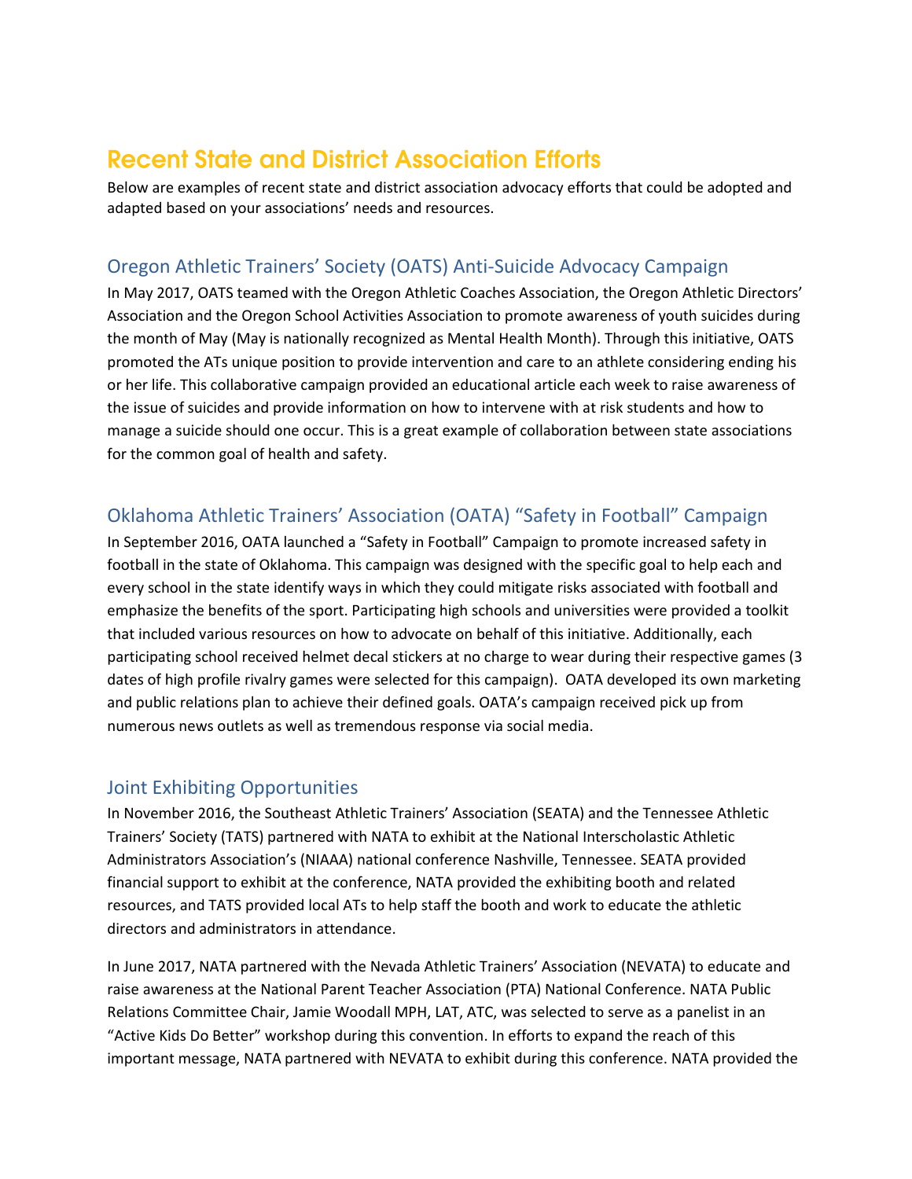# Recent State and District Association Efforts

Below are examples of recent state and district association advocacy efforts that could be adopted and adapted based on your associations' needs and resources.

## Oregon Athletic Trainers' Society (OATS) Anti-Suicide Advocacy Campaign

In May 2017, OATS teamed with the Oregon Athletic Coaches Association, the Oregon Athletic Directors' Association and the Oregon School Activities Association to promote awareness of youth suicides during the month of May (May is nationally recognized as Mental Health Month). Through this initiative, OATS promoted the ATs unique position to provide intervention and care to an athlete considering ending his or her life. This collaborative campaign provided an educational article each week to raise awareness of the issue of suicides and provide information on how to intervene with at risk students and how to manage a suicide should one occur. This is a great example of collaboration between state associations for the common goal of health and safety.

## Oklahoma Athletic Trainers' Association (OATA) "Safety in Football" Campaign

In September 2016, OATA launched a "Safety in Football" Campaign to promote increased safety in football in the state of Oklahoma. This campaign was designed with the specific goal to help each and every school in the state identify ways in which they could mitigate risks associated with football and emphasize the benefits of the sport. Participating high schools and universities were provided a toolkit that included various resources on how to advocate on behalf of this initiative. Additionally, each participating school received helmet decal stickers at no charge to wear during their respective games (3 dates of high profile rivalry games were selected for this campaign). OATA developed its own marketing and public relations plan to achieve their defined goals. OATA's campaign received pick up from numerous news outlets as well as tremendous response via social media.

## Joint Exhibiting Opportunities

In November 2016, the Southeast Athletic Trainers' Association (SEATA) and the Tennessee Athletic Trainers' Society (TATS) partnered with NATA to exhibit at the National Interscholastic Athletic Administrators Association's (NIAAA) national conference Nashville, Tennessee. SEATA provided financial support to exhibit at the conference, NATA provided the exhibiting booth and related resources, and TATS provided local ATs to help staff the booth and work to educate the athletic directors and administrators in attendance.

In June 2017, NATA partnered with the Nevada Athletic Trainers' Association (NEVATA) to educate and raise awareness at the National Parent Teacher Association (PTA) National Conference. NATA Public Relations Committee Chair, Jamie Woodall MPH, LAT, ATC, was selected to serve as a panelist in an "Active Kids Do Better" workshop during this convention. In efforts to expand the reach of this important message, NATA partnered with NEVATA to exhibit during this conference. NATA provided the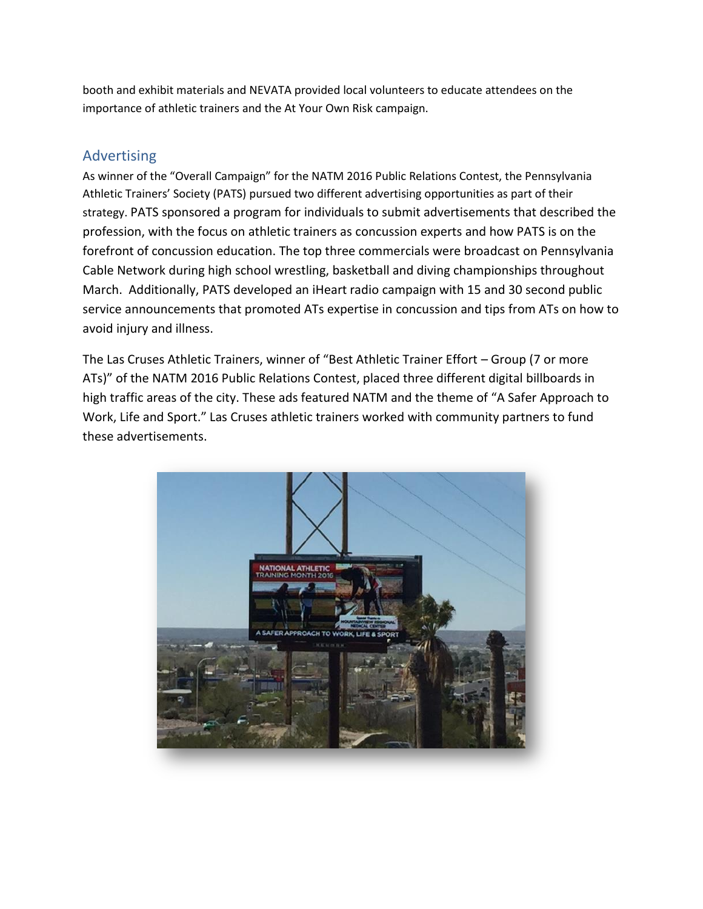booth and exhibit materials and NEVATA provided local volunteers to educate attendees on the importance of athletic trainers and the At Your Own Risk campaign.

## Advertising

As winner of the “Overall Campaign” for the NATM 2016 Public Relations Contest, the Pennsylvania Athletic Trainers’ Society (PATS) pursued two different advertising opportunities as part of their strategy. PATS sponsored a program for individuals to submit advertisements that described the profession, with the focus on athletic trainers as concussion experts and how PATS is on the forefront of concussion education. The top three commercials were broadcast on Pennsylvania Cable Network during high school wrestling, basketball and diving championships throughout March. Additionally, PATS developed an iHeart radio campaign with 15 and 30 second public service announcements that promoted ATs expertise in concussion and tips from ATs on how to avoid injury and illness.

The Las Cruses Athletic Trainers, winner of “Best Athletic Trainer Effort – Group (7 or more ATs)” of the NATM 2016 Public Relations Contest, placed three different digital billboards in high traffic areas of the city. These ads featured NATM and the theme of “A Safer Approach to Work, Life and Sport.” Las Cruses athletic trainers worked with community partners to fund these advertisements.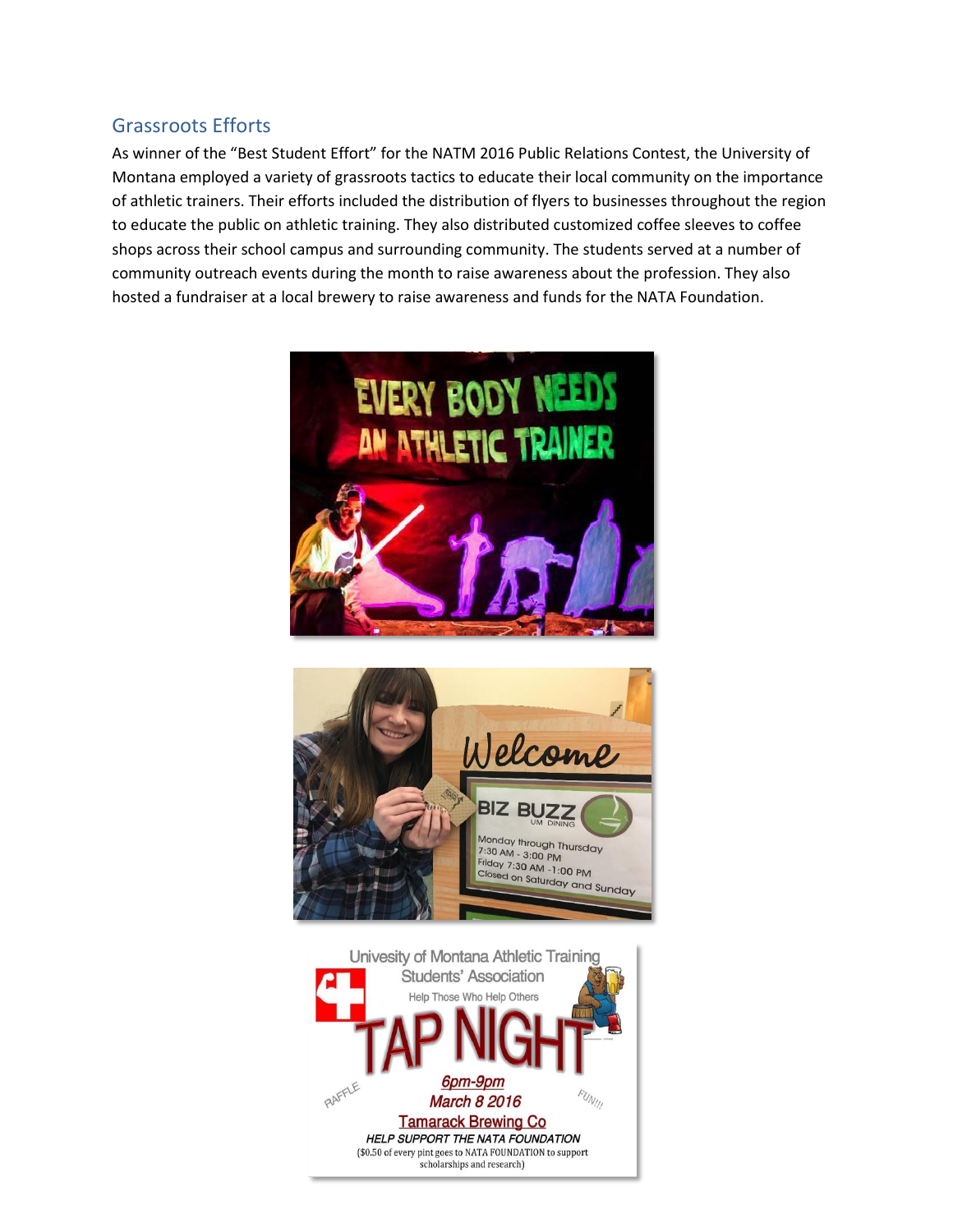## Grassroots Efforts

As winner of the "Best Student Effort" for the NATM 2016 Public Relations Contest, the University of Montana employed a variety of grassroots tactics to educate their local community on the importance of athletic trainers. Their efforts included the distribution of flyers to businesses throughout the region to educate the public on athletic training. They also distributed customized coffee sleeves to coffee shops across their school campus and surrounding community. The students served at a number of community outreach events during the month to raise awareness about the profession. They also hosted a fundraiser at a local brewery to raise awareness and funds for the NATA Foundation.